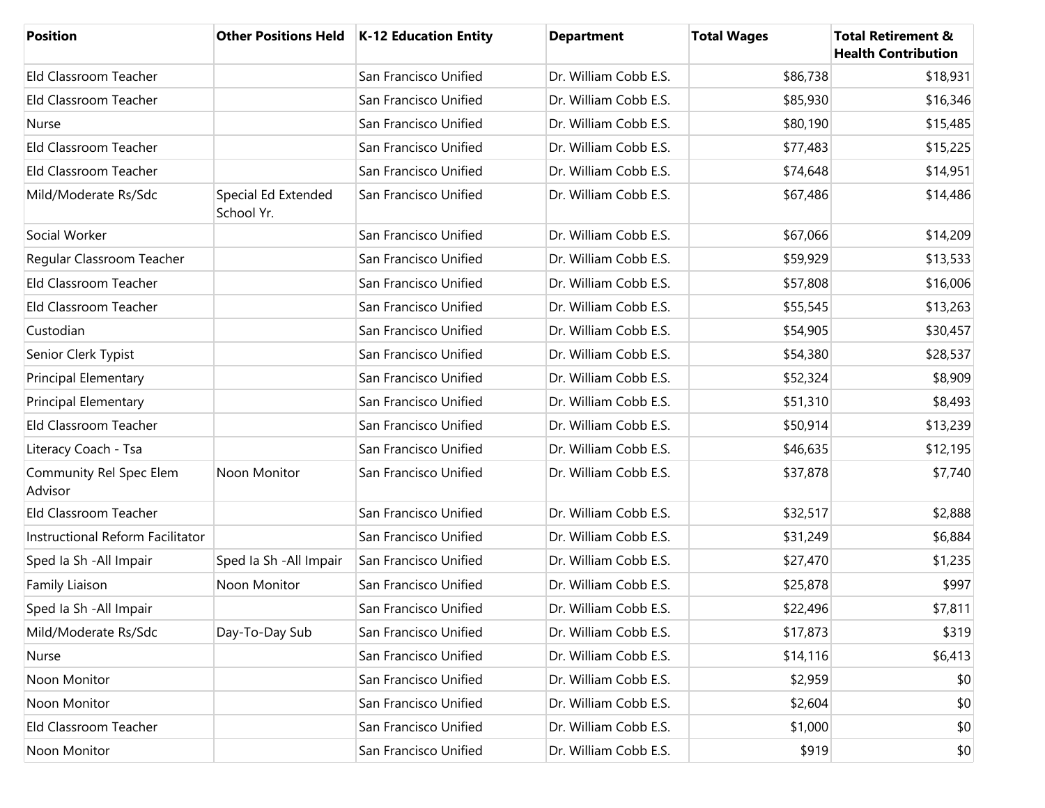| Position | Other Positions Held | K-12 Education Entity | Department | Total Wages | Total Retirement & Health Contribution |
|---|---|---|---|---|---|
| Eld Classroom Teacher | | San Francisco Unified | Dr. William Cobb E.S. | $86,738 | $18,931 |
| Eld Classroom Teacher | | San Francisco Unified | Dr. William Cobb E.S. | $85,930 | $16,346 |
| Nurse | | San Francisco Unified | Dr. William Cobb E.S. | $80,190 | $15,485 |
| Eld Classroom Teacher | | San Francisco Unified | Dr. William Cobb E.S. | $77,483 | $15,225 |
| Eld Classroom Teacher | | San Francisco Unified | Dr. William Cobb E.S. | $74,648 | $14,951 |
| Mild/Moderate Rs/Sdc | Special Ed Extended School Yr. | San Francisco Unified | Dr. William Cobb E.S. | $67,486 | $14,486 |
| Social Worker | | San Francisco Unified | Dr. William Cobb E.S. | $67,066 | $14,209 |
| Regular Classroom Teacher | | San Francisco Unified | Dr. William Cobb E.S. | $59,929 | $13,533 |
| Eld Classroom Teacher | | San Francisco Unified | Dr. William Cobb E.S. | $57,808 | $16,006 |
| Eld Classroom Teacher | | San Francisco Unified | Dr. William Cobb E.S. | $55,545 | $13,263 |
| Custodian | | San Francisco Unified | Dr. William Cobb E.S. | $54,905 | $30,457 |
| Senior Clerk Typist | | San Francisco Unified | Dr. William Cobb E.S. | $54,380 | $28,537 |
| Principal Elementary | | San Francisco Unified | Dr. William Cobb E.S. | $52,324 | $8,909 |
| Principal Elementary | | San Francisco Unified | Dr. William Cobb E.S. | $51,310 | $8,493 |
| Eld Classroom Teacher | | San Francisco Unified | Dr. William Cobb E.S. | $50,914 | $13,239 |
| Literacy Coach - Tsa | | San Francisco Unified | Dr. William Cobb E.S. | $46,635 | $12,195 |
| Community Rel Spec Elem Advisor | Noon Monitor | San Francisco Unified | Dr. William Cobb E.S. | $37,878 | $7,740 |
| Eld Classroom Teacher | | San Francisco Unified | Dr. William Cobb E.S. | $32,517 | $2,888 |
| Instructional Reform Facilitator | | San Francisco Unified | Dr. William Cobb E.S. | $31,249 | $6,884 |
| Sped Ia Sh -All Impair | Sped Ia Sh -All Impair | San Francisco Unified | Dr. William Cobb E.S. | $27,470 | $1,235 |
| Family Liaison | Noon Monitor | San Francisco Unified | Dr. William Cobb E.S. | $25,878 | $997 |
| Sped Ia Sh -All Impair | | San Francisco Unified | Dr. William Cobb E.S. | $22,496 | $7,811 |
| Mild/Moderate Rs/Sdc | Day-To-Day Sub | San Francisco Unified | Dr. William Cobb E.S. | $17,873 | $319 |
| Nurse | | San Francisco Unified | Dr. William Cobb E.S. | $14,116 | $6,413 |
| Noon Monitor | | San Francisco Unified | Dr. William Cobb E.S. | $2,959 | $0 |
| Noon Monitor | | San Francisco Unified | Dr. William Cobb E.S. | $2,604 | $0 |
| Eld Classroom Teacher | | San Francisco Unified | Dr. William Cobb E.S. | $1,000 | $0 |
| Noon Monitor | | San Francisco Unified | Dr. William Cobb E.S. | $919 | $0 |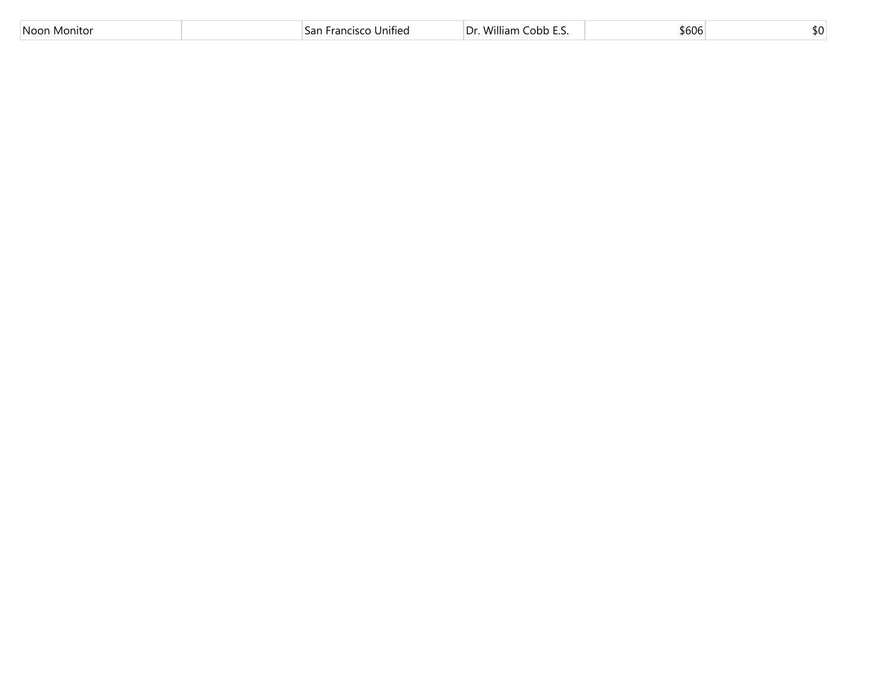| | | | | | |
|---|---|---|---|---|---|
| Noon Monitor | | San Francisco Unified | Dr. William Cobb E.S. | $606 | $0 |